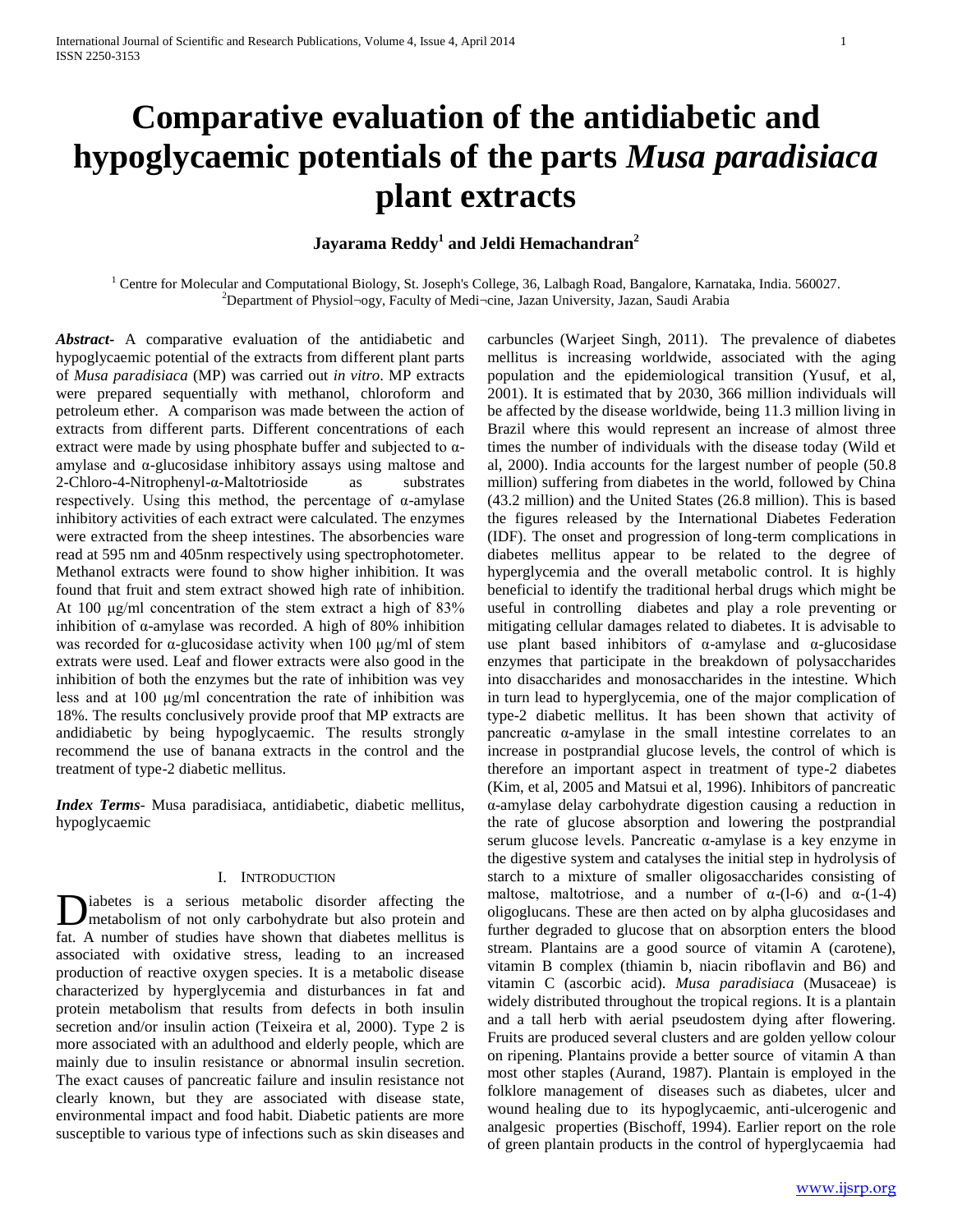# Comparative evaluation of the antidiabetic and hypoglycaemic potentials of the parts *Musa paradisiaca* plant extracts

**Jayarama Reddy[1] and Jeldi Hemachandran[2]**

[1] Centre for Molecular and Computational Biology, St. Joseph's College, 36, Lalbagh Road, Bangalore, Karnataka, India. 560027.
[2]Department of Physiol¬ogy, Faculty of Medi¬cine, Jazan University, Jazan, Saudi Arabia

***Abstract***- A comparative evaluation of the antidiabetic and hypoglycaemic potential of the extracts from different plant parts of *Musa paradisiaca* (MP) was carried out *in vitro*. MP extracts were prepared sequentially with methanol, chloroform and petroleum ether. A comparison was made between the action of extracts from different parts. Different concentrations of each extract were made by using phosphate buffer and subjected to α-amylase and α-glucosidase inhibitory assays using maltose and 2-Chloro-4-Nitrophenyl-α-Maltotrioside as substrates respectively. Using this method, the percentage of α-amylase inhibitory activities of each extract were calculated. The enzymes were extracted from the sheep intestines. The absorbencies ware read at 595 nm and 405nm respectively using spectrophotometer. Methanol extracts were found to show higher inhibition. It was found that fruit and stem extract showed high rate of inhibition. At 100 µg/ml concentration of the stem extract a high of 83% inhibition of α-amylase was recorded. A high of 80% inhibition was recorded for α-glucosidase activity when 100 µg/ml of stem extrats were used. Leaf and flower extracts were also good in the inhibition of both the enzymes but the rate of inhibition was vey less and at 100 µg/ml concentration the rate of inhibition was 18%. The results conclusively provide proof that MP extracts are andidiabetic by being hypoglycaemic. The results strongly recommend the use of banana extracts in the control and the treatment of type-2 diabetic mellitus.

***Index Terms***- Musa paradisiaca, antidiabetic, diabetic mellitus, hypoglycaemic

## I. Introduction

Diabetes is a serious metabolic disorder affecting the metabolism of not only carbohydrate but also protein and fat. A number of studies have shown that diabetes mellitus is associated with oxidative stress, leading to an increased production of reactive oxygen species. It is a metabolic disease characterized by hyperglycemia and disturbances in fat and protein metabolism that results from defects in both insulin secretion and/or insulin action (Teixeira et al, 2000). Type 2 is more associated with an adulthood and elderly people, which are mainly due to insulin resistance or abnormal insulin secretion. The exact causes of pancreatic failure and insulin resistance not clearly known, but they are associated with disease state, environmental impact and food habit. Diabetic patients are more susceptible to various type of infections such as skin diseases and carbuncles (Warjeet Singh, 2011). The prevalence of diabetes mellitus is increasing worldwide, associated with the aging population and the epidemiological transition (Yusuf, et al, 2001). It is estimated that by 2030, 366 million individuals will be affected by the disease worldwide, being 11.3 million living in Brazil where this would represent an increase of almost three times the number of individuals with the disease today (Wild et al, 2000). India accounts for the largest number of people (50.8 million) suffering from diabetes in the world, followed by China (43.2 million) and the United States (26.8 million). This is based the figures released by the International Diabetes Federation (IDF). The onset and progression of long-term complications in diabetes mellitus appear to be related to the degree of hyperglycemia and the overall metabolic control. It is highly beneficial to identify the traditional herbal drugs which might be useful in controlling diabetes and play a role preventing or mitigating cellular damages related to diabetes. It is advisable to use plant based inhibitors of α-amylase and α-glucosidase enzymes that participate in the breakdown of polysaccharides into disaccharides and monosaccharides in the intestine. Which in turn lead to hyperglycemia, one of the major complication of type-2 diabetic mellitus. It has been shown that activity of pancreatic α-amylase in the small intestine correlates to an increase in postprandial glucose levels, the control of which is therefore an important aspect in treatment of type-2 diabetes (Kim, et al, 2005 and Matsui et al, 1996). Inhibitors of pancreatic α-amylase delay carbohydrate digestion causing a reduction in the rate of glucose absorption and lowering the postprandial serum glucose levels. Pancreatic α-amylase is a key enzyme in the digestive system and catalyses the initial step in hydrolysis of starch to a mixture of smaller oligosaccharides consisting of maltose, maltotriose, and a number of α-(l-6) and α-(1-4) oligoglucans. These are then acted on by alpha glucosidases and further degraded to glucose that on absorption enters the blood stream. Plantains are a good source of vitamin A (carotene), vitamin B complex (thiamin b, niacin riboflavin and B6) and vitamin C (ascorbic acid). *Musa paradisiaca* (Musaceae) is widely distributed throughout the tropical regions. It is a plantain and a tall herb with aerial pseudostem dying after flowering. Fruits are produced several clusters and are golden yellow colour on ripening. Plantains provide a better source of vitamin A than most other staples (Aurand, 1987). Plantain is employed in the folklore management of diseases such as diabetes, ulcer and wound healing due to its hypoglycaemic, anti-ulcerogenic and analgesic properties (Bischoff, 1994). Earlier report on the role of green plantain products in the control of hyperglycaemia had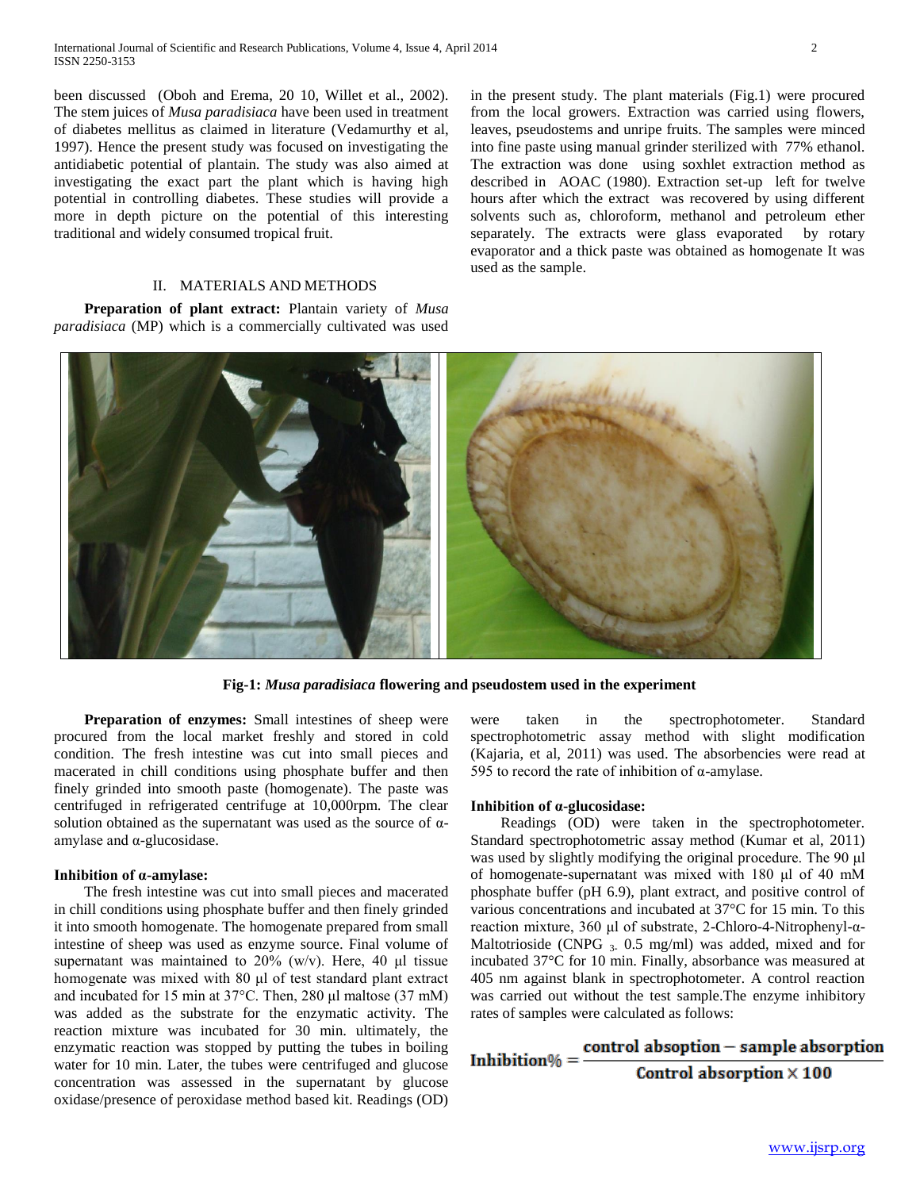been discussed (Oboh and Erema, 20 10, Willet et al., 2002). The stem juices of *Musa paradisiaca* have been used in treatment of diabetes mellitus as claimed in literature (Vedamurthy et al, 1997). Hence the present study was focused on investigating the antidiabetic potential of plantain. The study was also aimed at investigating the exact part the plant which is having high potential in controlling diabetes. These studies will provide a more in depth picture on the potential of this interesting traditional and widely consumed tropical fruit.

## II. MATERIALS AND METHODS

**Preparation of plant extract:** Plantain variety of *Musa paradisiaca* (MP) which is a commercially cultivated was used in the present study. The plant materials (Fig.1) were procured from the local growers. Extraction was carried using flowers, leaves, pseudostems and unripe fruits. The samples were minced into fine paste using manual grinder sterilized with 77% ethanol. The extraction was done using soxhlet extraction method as described in AOAC (1980). Extraction set-up left for twelve hours after which the extract was recovered by using different solvents such as, chloroform, methanol and petroleum ether separately. The extracts were glass evaporated by rotary evaporator and a thick paste was obtained as homogenate It was used as the sample.

**Fig-1: *Musa paradisiaca* flowering and pseudostem used in the experiment**

**Preparation of enzymes:** Small intestines of sheep were procured from the local market freshly and stored in cold condition. The fresh intestine was cut into small pieces and macerated in chill conditions using phosphate buffer and then finely grinded into smooth paste (homogenate). The paste was centrifuged in refrigerated centrifuge at 10,000rpm. The clear solution obtained as the supernatant was used as the source of α-amylase and α-glucosidase.

### Inhibition of α-amylase:

The fresh intestine was cut into small pieces and macerated in chill conditions using phosphate buffer and then finely grinded it into smooth homogenate. The homogenate prepared from small intestine of sheep was used as enzyme source. Final volume of supernatant was maintained to 20% (w/v). Here, 40 µl tissue homogenate was mixed with 80 µl of test standard plant extract and incubated for 15 min at 37°C. Then, 280 µl maltose (37 mM) was added as the substrate for the enzymatic activity. The reaction mixture was incubated for 30 min. ultimately, the enzymatic reaction was stopped by putting the tubes in boiling water for 10 min. Later, the tubes were centrifuged and glucose concentration was assessed in the supernatant by glucose oxidase/presence of peroxidase method based kit. Readings (OD) were taken in the spectrophotometer. Standard spectrophotometric assay method with slight modification (Kajaria, et al, 2011) was used. The absorbencies were read at 595 to record the rate of inhibition of α-amylase.

### Inhibition of α-glucosidase:

Readings (OD) were taken in the spectrophotometer. Standard spectrophotometric assay method (Kumar et al, 2011) was used by slightly modifying the original procedure. The 90 µl of homogenate-supernatant was mixed with 180 µl of 40 mM phosphate buffer (pH 6.9), plant extract, and positive control of various concentrations and incubated at 37°C for 15 min. To this reaction mixture, 360 µl of substrate, 2-Chloro-4-Nitrophenyl-α-Maltotrioside (CNPG $_{3}$- 0.5 mg/ml) was added, mixed and for incubated 37°C for 10 min. Finally, absorbance was measured at 405 nm against blank in spectrophotometer. A control reaction was carried out without the test sample.The enzyme inhibitory rates of samples were calculated as follows:

$$\textbf{Inhibition\%} = \frac{\textbf{control absoption} - \textbf{sample absorption}}{\textbf{Control absorption} \times \textbf{100}}$$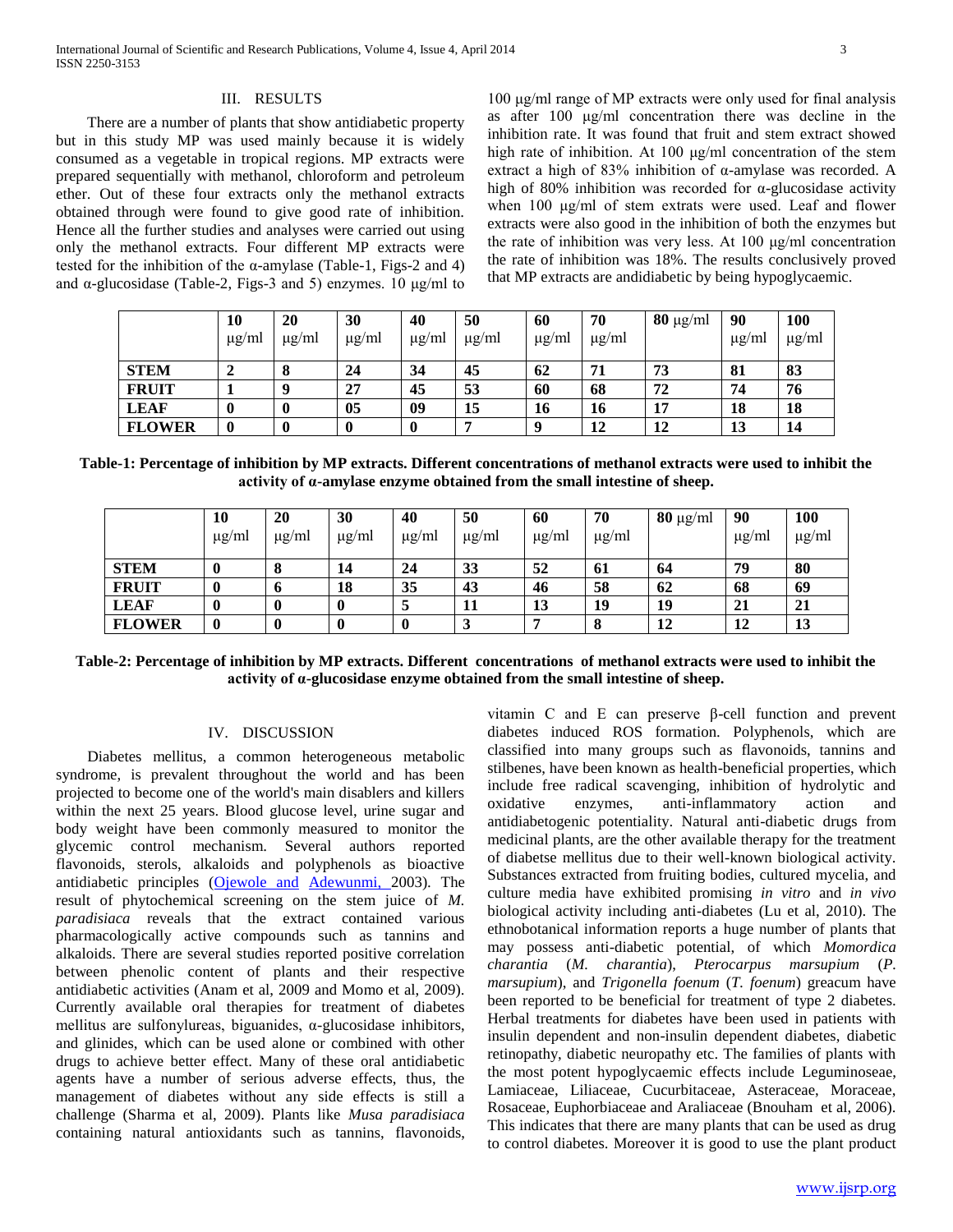## III. RESULTS

There are a number of plants that show antidiabetic property but in this study MP was used mainly because it is widely consumed as a vegetable in tropical regions. MP extracts were prepared sequentially with methanol, chloroform and petroleum ether. Out of these four extracts only the methanol extracts obtained through were found to give good rate of inhibition. Hence all the further studies and analyses were carried out using only the methanol extracts. Four different MP extracts were tested for the inhibition of the α-amylase (Table-1, Figs-2 and 4) and α-glucosidase (Table-2, Figs-3 and 5) enzymes. 10 μg/ml to 100 μg/ml range of MP extracts were only used for final analysis as after 100 μg/ml concentration there was decline in the inhibition rate. It was found that fruit and stem extract showed high rate of inhibition. At 100 μg/ml concentration of the stem extract a high of 83% inhibition of α-amylase was recorded. A high of 80% inhibition was recorded for α-glucosidase activity when 100 μg/ml of stem extrats were used. Leaf and flower extracts were also good in the inhibition of both the enzymes but the rate of inhibition was very less. At 100 μg/ml concentration the rate of inhibition was 18%. The results conclusively proved that MP extracts are andidiabetic by being hypoglycaemic.

| | **10** μg/ml | **20** μg/ml | **30** μg/ml | **40** μg/ml | **50** μg/ml | **60** μg/ml | **70** μg/ml | **80** μg/ml | **90** μg/ml | **100** μg/ml |
|---|---|---|---|---|---|---|---|---|---|---|
| **STEM** | **2** | **8** | **24** | **34** | **45** | **62** | **71** | **73** | **81** | **83** |
| **FRUIT** | **1** | **9** | **27** | **45** | **53** | **60** | **68** | **72** | **74** | **76** |
| **LEAF** | **0** | **0** | **05** | **09** | **15** | **16** | **16** | **17** | **18** | **18** |
| **FLOWER** | **0** | **0** | **0** | **0** | **7** | **9** | **12** | **12** | **13** | **14** |

**Table-1: Percentage of inhibition by MP extracts. Different concentrations of methanol extracts were used to inhibit the activity of α-amylase enzyme obtained from the small intestine of sheep.**

| | **10** μg/ml | **20** μg/ml | **30** μg/ml | **40** μg/ml | **50** μg/ml | **60** μg/ml | **70** μg/ml | **80** μg/ml | **90** μg/ml | **100** μg/ml |
|---|---|---|---|---|---|---|---|---|---|---|
| **STEM** | **0** | **8** | **14** | **24** | **33** | **52** | **61** | **64** | **79** | **80** |
| **FRUIT** | **0** | **6** | **18** | **35** | **43** | **46** | **58** | **62** | **68** | **69** |
| **LEAF** | **0** | **0** | **0** | **5** | **11** | **13** | **19** | **19** | **21** | **21** |
| **FLOWER** | **0** | **0** | **0** | **0** | **3** | **7** | **8** | **12** | **12** | **13** |

**Table-2: Percentage of inhibition by MP extracts. Different concentrations of methanol extracts were used to inhibit the activity of α-glucosidase enzyme obtained from the small intestine of sheep.**

## IV. DISCUSSION

Diabetes mellitus, a common heterogeneous metabolic syndrome, is prevalent throughout the world and has been projected to become one of the world's main disablers and killers within the next 25 years. Blood glucose level, urine sugar and body weight have been commonly measured to monitor the glycemic control mechanism. Several authors reported flavonoids, sterols, alkaloids and polyphenols as bioactive antidiabetic principles (Ojewole and Adewunmi, 2003). The result of phytochemical screening on the stem juice of *M. paradisiaca* reveals that the extract contained various pharmacologically active compounds such as tannins and alkaloids. There are several studies reported positive correlation between phenolic content of plants and their respective antidiabetic activities (Anam et al, 2009 and Momo et al, 2009). Currently available oral therapies for treatment of diabetes mellitus are sulfonylureas, biguanides, α-glucosidase inhibitors, and glinides, which can be used alone or combined with other drugs to achieve better effect. Many of these oral antidiabetic agents have a number of serious adverse effects, thus, the management of diabetes without any side effects is still a challenge (Sharma et al, 2009). Plants like *Musa paradisiaca* containing natural antioxidants such as tannins, flavonoids, vitamin C and E can preserve β-cell function and prevent diabetes induced ROS formation. Polyphenols, which are classified into many groups such as flavonoids, tannins and stilbenes, have been known as health-beneficial properties, which include free radical scavenging, inhibition of hydrolytic and oxidative enzymes, anti-inflammatory action and antidiabetogenic potentiality. Natural anti-diabetic drugs from medicinal plants, are the other available therapy for the treatment of diabetse mellitus due to their well-known biological activity. Substances extracted from fruiting bodies, cultured mycelia, and culture media have exhibited promising *in vitro* and *in vivo* biological activity including anti-diabetes (Lu et al, 2010). The ethnobotanical information reports a huge number of plants that may possess anti-diabetic potential, of which *Momordica charantia* (*M. charantia*), *Pterocarpus marsupium* (*P. marsupium*), and *Trigonella foenum* (*T. foenum*) greacum have been reported to be beneficial for treatment of type 2 diabetes. Herbal treatments for diabetes have been used in patients with insulin dependent and non-insulin dependent diabetes, diabetic retinopathy, diabetic neuropathy etc. The families of plants with the most potent hypoglycaemic effects include Leguminoseae, Lamiaceae, Liliaceae, Cucurbitaceae, Asteraceae, Moraceae, Rosaceae, Euphorbiaceae and Araliaceae (Bnouham et al, 2006). This indicates that there are many plants that can be used as drug to control diabetes. Moreover it is good to use the plant product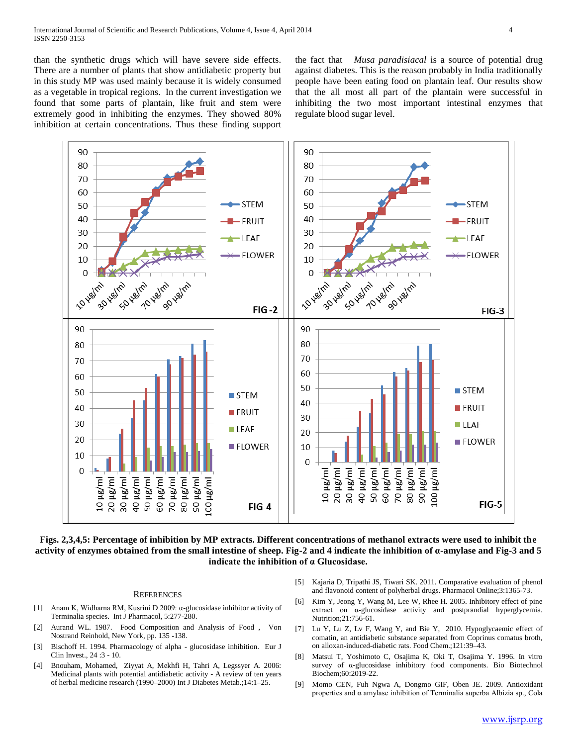than the synthetic drugs which will have severe side effects. There are a number of plants that show antidiabetic property but in this study MP was used mainly because it is widely consumed as a vegetable in tropical regions. In the current investigation we found that some parts of plantain, like fruit and stem were extremely good in inhibiting the enzymes. They showed 80% inhibition at certain concentrations. Thus these finding support the fact that *Musa paradisiacal* is a source of potential drug against diabetes. This is the reason probably in India traditionally people have been eating food on plantain leaf. Our results show that the all most all part of the plantain were successful in inhibiting the two most important intestinal enzymes that regulate blood sugar level.

**Figs. 2,3,4,5: Percentage of inhibition by MP extracts. Different concentrations of methanol extracts were used to inhibit the activity of enzymes obtained from the small intestine of sheep. Fig-2 and 4 indicate the inhibition of α-amylase and Fig-3 and 5 indicate the inhibition of α Glucosidase.**

## REFERENCES

[1] Anam K, Widharna RM, Kusrini D 2009: α-glucosidase inhibitor activity of Terminalia species. Int J Pharmacol, 5:277-280.

[2] Aurand WL. 1987. Food Composition and Analysis of Food , Von Nostrand Reinhold, New York, pp. 135 -138.

[3] Bischoff H. 1994. Pharmacology of alpha - glucosidase inhibition. Eur J Clin Invest., 24 :3 - 10.

[4] Bnouham, Mohamed, Ziyyat A, Mekhfi H, Tahri A, Legssyer A. 2006: Medicinal plants with potential antidiabetic activity - A review of ten years of herbal medicine research (1990–2000) Int J Diabetes Metab.;14:1–25.

[5] Kajaria D, Tripathi JS, Tiwari SK. 2011. Comparative evaluation of phenol and flavonoid content of polyherbal drugs. Pharmacol Online;3:1365-73.

[6] Kim Y, Jeong Y, Wang M, Lee W, Rhee H. 2005. Inhibitory effect of pine extract on α-glucosidase activity and postprandial hyperglycemia. Nutrition;21:756-61.

[7] Lu Y, Lu Z, Lv F, Wang Y, and Bie Y, 2010. Hypoglycaemic effect of comatin, an antidiabetic substance separated from Coprinus comatus broth, on alloxan-induced-diabetic rats. Food Chem.;121:39–43.

[8] Matsui T, Yoshimoto C, Osajima K, Oki T, Osajima Y. 1996. In vitro survey of α-glucosidase inhibitory food components. Bio Biotechnol Biochem;60:2019-22.

[9] Momo CEN, Fuh Ngwa A, Dongmo GIF, Oben JE. 2009. Antioxidant properties and α amylase inhibition of Terminalia superba Albizia sp., Cola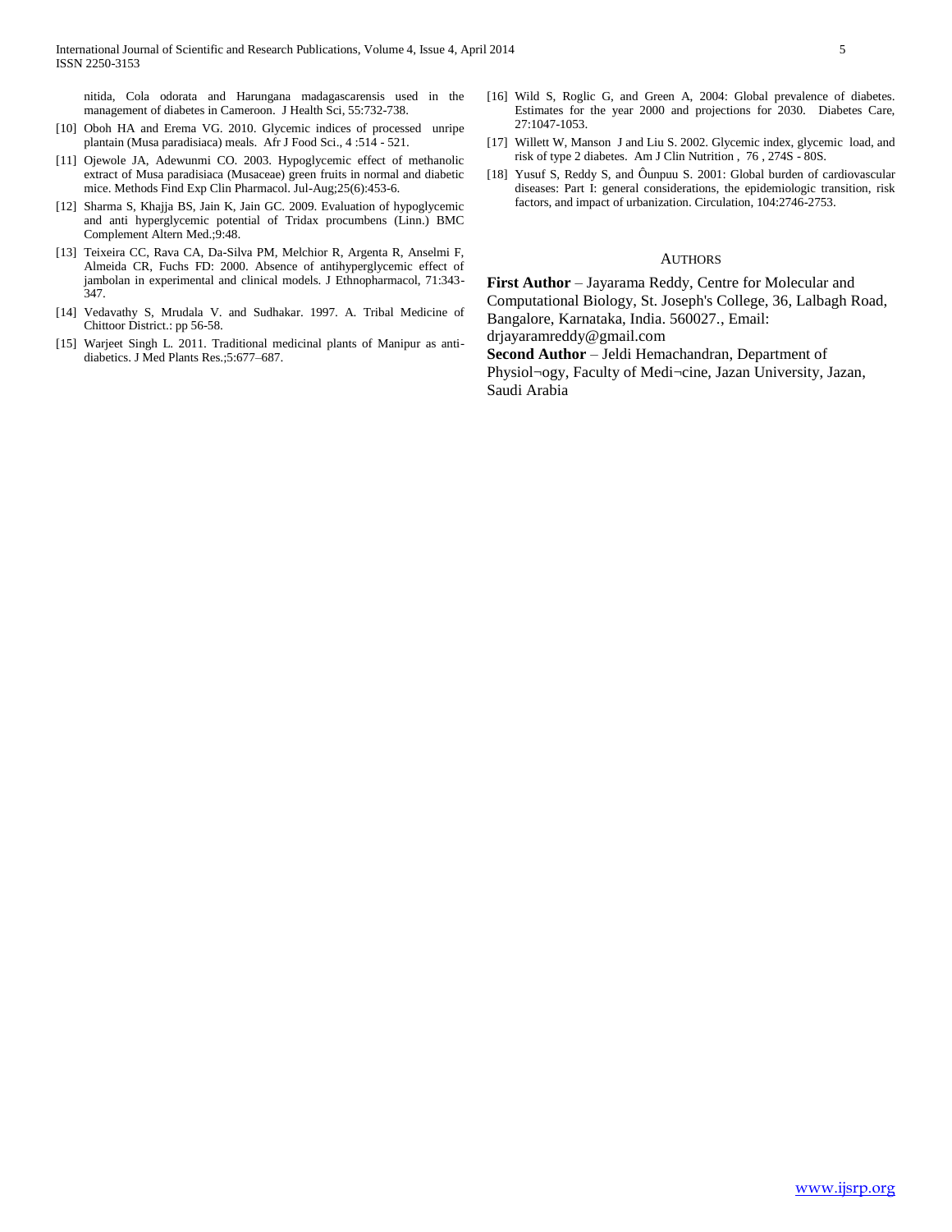nitida, Cola odorata and Harungana madagascarensis used in the management of diabetes in Cameroon. J Health Sci, 55:732-738.

[10] Oboh HA and Erema VG. 2010. Glycemic indices of processed unripe plantain (Musa paradisiaca) meals. Afr J Food Sci., 4 :514 - 521.

[11] Ojewole JA, Adewunmi CO. 2003. Hypoglycemic effect of methanolic extract of Musa paradisiaca (Musaceae) green fruits in normal and diabetic mice. Methods Find Exp Clin Pharmacol. Jul-Aug;25(6):453-6.

[12] Sharma S, Khajja BS, Jain K, Jain GC. 2009. Evaluation of hypoglycemic and anti hyperglycemic potential of Tridax procumbens (Linn.) BMC Complement Altern Med.;9:48.

[13] Teixeira CC, Rava CA, Da-Silva PM, Melchior R, Argenta R, Anselmi F, Almeida CR, Fuchs FD: 2000. Absence of antihyperglycemic effect of jambolan in experimental and clinical models. J Ethnopharmacol, 71:343-347.

[14] Vedavathy S, Mrudala V. and Sudhakar. 1997. A. Tribal Medicine of Chittoor District.: pp 56-58.

[15] Warjeet Singh L. 2011. Traditional medicinal plants of Manipur as anti-diabetics. J Med Plants Res.;5:677–687.

[16] Wild S, Roglic G, and Green A, 2004: Global prevalence of diabetes. Estimates for the year 2000 and projections for 2030. Diabetes Care, 27:1047-1053.

[17] Willett W, Manson J and Liu S. 2002. Glycemic index, glycemic load, and risk of type 2 diabetes. Am J Clin Nutrition , 76 , 274S - 80S.

[18] Yusuf S, Reddy S, and Ôunpuu S. 2001: Global burden of cardiovascular diseases: Part I: general considerations, the epidemiologic transition, risk factors, and impact of urbanization. Circulation, 104:2746-2753.

## AUTHORS

**First Author** – Jayarama Reddy, Centre for Molecular and Computational Biology, St. Joseph's College, 36, Lalbagh Road, Bangalore, Karnataka, India. 560027., Email: drjayaramreddy@gmail.com

**Second Author** – Jeldi Hemachandran, Department of Physiol¬ogy, Faculty of Medi¬cine, Jazan University, Jazan, Saudi Arabia